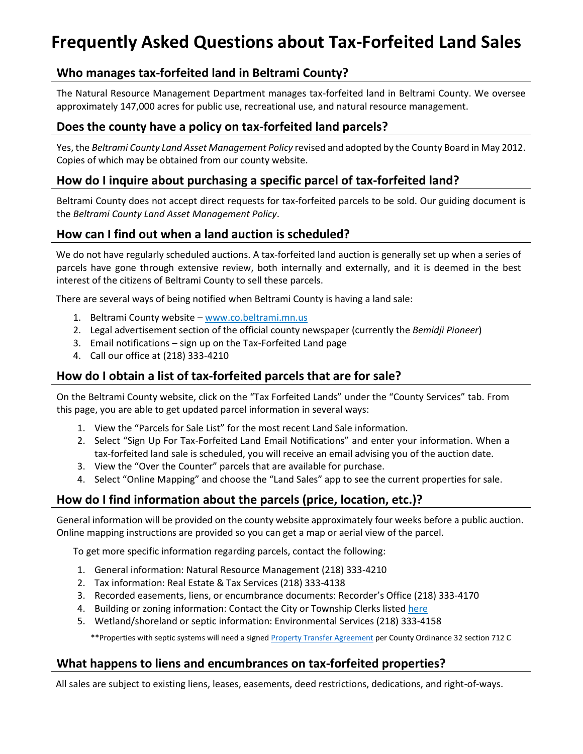# Frequently Asked Questions about Tax-Forfeited Land Sales

## Who manages tax-forfeited land in Beltrami County?

The Natural Resource Management Department manages tax-forfeited land in Beltrami County. We oversee approximately 147,000 acres for public use, recreational use, and natural resource management.

## Does the county have a policy on tax-forfeited land parcels?

Yes, the *Beltrami County Land Asset Management Policy* revised and adopted by the County Board in May 2012. Copies of which may be obtained from our county website.

## How do I inquire about purchasing a specific parcel of tax-forfeited land?

Beltrami County does not accept direct requests for tax-forfeited parcels to be sold. Our guiding document is the *Beltrami County Land Asset Management Policy*.

## How can I find out when a land auction is scheduled?

We do not have regularly scheduled auctions. A tax-forfeited land auction is generally set up when a series of parcels have gone through extensive review, both internally and externally, and it is deemed in the best interest of the citizens of Beltrami County to sell these parcels.

There are several ways of being notified when Beltrami County is having a land sale:

1. Beltrami County website – [www.co.beltrami.mn.us](www.co.beltrami.mn.us)
2. Legal advertisement section of the official county newspaper (currently the *Bemidji Pioneer*)
3. Email notifications – sign up on the Tax-Forfeited Land page
4. Call our office at (218) 333-4210

## How do I obtain a list of tax-forfeited parcels that are for sale?

On the Beltrami County website, click on the "Tax Forfeited Lands" under the "County Services" tab. From this page, you are able to get updated parcel information in several ways:

1. View the "Parcels for Sale List" for the most recent Land Sale information.
2. Select "Sign Up For Tax-Forfeited Land Email Notifications" and enter your information. When a tax-forfeited land sale is scheduled, you will receive an email advising you of the auction date.
3. View the "Over the Counter" parcels that are available for purchase.
4. Select "Online Mapping" and choose the "Land Sales" app to see the current properties for sale.

## How do I find information about the parcels (price, location, etc.)?

General information will be provided on the county website approximately four weeks before a public auction. Online mapping instructions are provided so you can get a map or aerial view of the parcel.

To get more specific information regarding parcels, contact the following:

1. General information: Natural Resource Management (218) 333-4210
2. Tax information: Real Estate & Tax Services (218) 333-4138
3. Recorded easements, liens, or encumbrance documents: Recorder's Office (218) 333-4170
4. Building or zoning information: Contact the City or Township Clerks listed here
5. Wetland/shoreland or septic information: Environmental Services (218) 333-4158

**Properties with septic systems will need a signed Property Transfer Agreement per County Ordinance 32 section 712 C

## What happens to liens and encumbrances on tax-forfeited properties?

All sales are subject to existing liens, leases, easements, deed restrictions, dedications, and right-of-ways.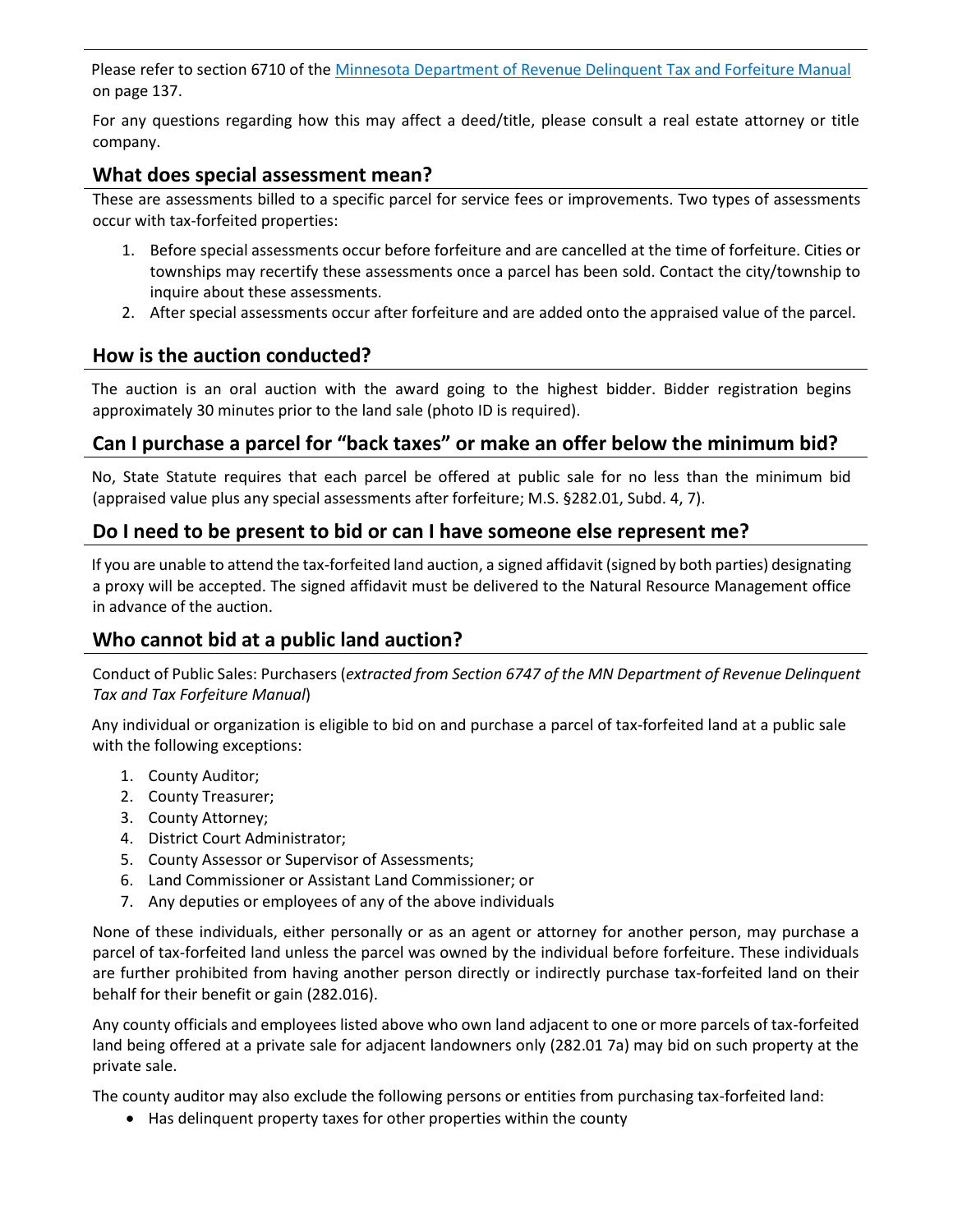Please refer to section 6710 of the [Minnesota Department of Revenue Delinquent Tax and Forfeiture Manual] on page 137.

For any questions regarding how this may affect a deed/title, please consult a real estate attorney or title company.

## What does special assessment mean?

These are assessments billed to a specific parcel for service fees or improvements. Two types of assessments occur with tax-forfeited properties:

1. Before special assessments occur before forfeiture and are cancelled at the time of forfeiture. Cities or townships may recertify these assessments once a parcel has been sold. Contact the city/township to inquire about these assessments.
2. After special assessments occur after forfeiture and are added onto the appraised value of the parcel.

## How is the auction conducted?

The auction is an oral auction with the award going to the highest bidder. Bidder registration begins approximately 30 minutes prior to the land sale (photo ID is required).

## Can I purchase a parcel for "back taxes" or make an offer below the minimum bid?

No, State Statute requires that each parcel be offered at public sale for no less than the minimum bid (appraised value plus any special assessments after forfeiture; M.S. §282.01, Subd. 4, 7).

## Do I need to be present to bid or can I have someone else represent me?

If you are unable to attend the tax-forfeited land auction, a signed affidavit (signed by both parties) designating a proxy will be accepted. The signed affidavit must be delivered to the Natural Resource Management office in advance of the auction.

## Who cannot bid at a public land auction?

Conduct of Public Sales: Purchasers (*extracted from Section 6747 of the MN Department of Revenue Delinquent Tax and Tax Forfeiture Manual*)

Any individual or organization is eligible to bid on and purchase a parcel of tax-forfeited land at a public sale with the following exceptions:

1. County Auditor;
2. County Treasurer;
3. County Attorney;
4. District Court Administrator;
5. County Assessor or Supervisor of Assessments;
6. Land Commissioner or Assistant Land Commissioner; or
7. Any deputies or employees of any of the above individuals

None of these individuals, either personally or as an agent or attorney for another person, may purchase a parcel of tax-forfeited land unless the parcel was owned by the individual before forfeiture. These individuals are further prohibited from having another person directly or indirectly purchase tax-forfeited land on their behalf for their benefit or gain (282.016).

Any county officials and employees listed above who own land adjacent to one or more parcels of tax-forfeited land being offered at a private sale for adjacent landowners only (282.01 7a) may bid on such property at the private sale.

The county auditor may also exclude the following persons or entities from purchasing tax-forfeited land:

- Has delinquent property taxes for other properties within the county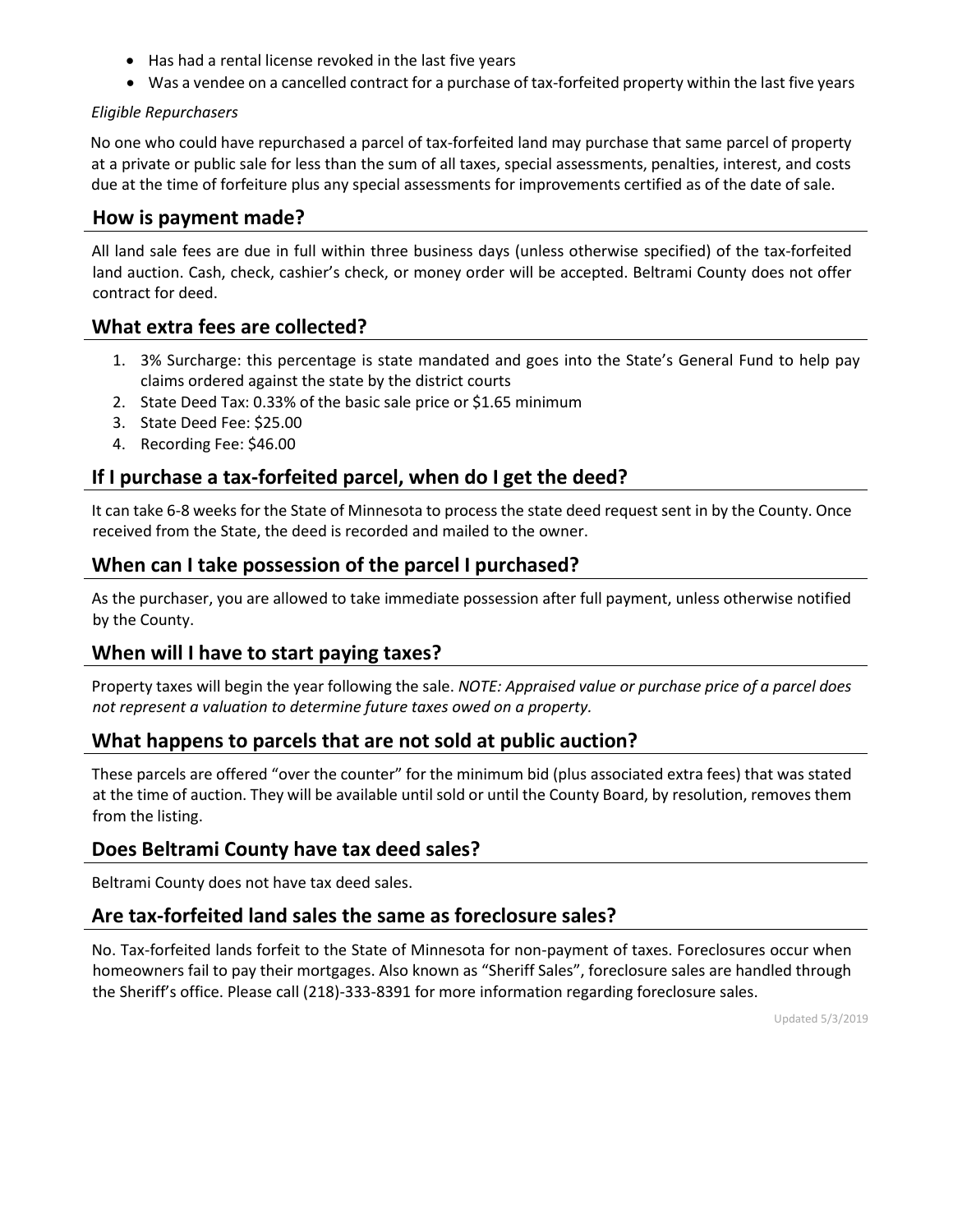- Has had a rental license revoked in the last five years
- Was a vendee on a cancelled contract for a purchase of tax-forfeited property within the last five years

*Eligible Repurchasers*

No one who could have repurchased a parcel of tax-forfeited land may purchase that same parcel of property at a private or public sale for less than the sum of all taxes, special assessments, penalties, interest, and costs due at the time of forfeiture plus any special assessments for improvements certified as of the date of sale.

## How is payment made?

All land sale fees are due in full within three business days (unless otherwise specified) of the tax-forfeited land auction. Cash, check, cashier's check, or money order will be accepted. Beltrami County does not offer contract for deed.

## What extra fees are collected?

1. 3% Surcharge: this percentage is state mandated and goes into the State's General Fund to help pay claims ordered against the state by the district courts
2. State Deed Tax: 0.33% of the basic sale price or $1.65 minimum
3. State Deed Fee: $25.00
4. Recording Fee: $46.00

## If I purchase a tax-forfeited parcel, when do I get the deed?

It can take 6-8 weeks for the State of Minnesota to process the state deed request sent in by the County. Once received from the State, the deed is recorded and mailed to the owner.

## When can I take possession of the parcel I purchased?

As the purchaser, you are allowed to take immediate possession after full payment, unless otherwise notified by the County.

## When will I have to start paying taxes?

Property taxes will begin the year following the sale. *NOTE: Appraised value or purchase price of a parcel does not represent a valuation to determine future taxes owed on a property.*

## What happens to parcels that are not sold at public auction?

These parcels are offered "over the counter" for the minimum bid (plus associated extra fees) that was stated at the time of auction. They will be available until sold or until the County Board, by resolution, removes them from the listing.

## Does Beltrami County have tax deed sales?

Beltrami County does not have tax deed sales.

## Are tax-forfeited land sales the same as foreclosure sales?

No. Tax-forfeited lands forfeit to the State of Minnesota for non-payment of taxes. Foreclosures occur when homeowners fail to pay their mortgages. Also known as "Sheriff Sales", foreclosure sales are handled through the Sheriff's office. Please call (218)-333-8391 for more information regarding foreclosure sales.

Updated 5/3/2019